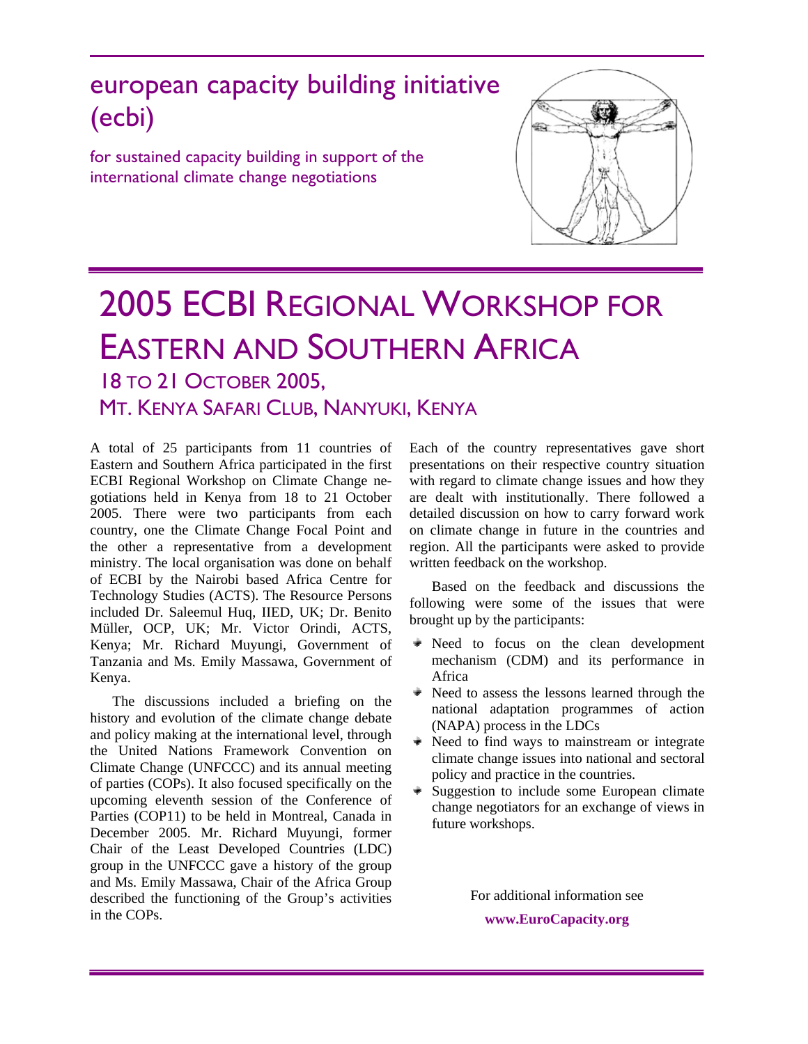# european capacity building initiative (ecbi)

for sustained capacity building in support of the international climate change negotiations

# 2005 ECBI Regional Workshop for Eastern and Southern Africa

## 18 to 21 October 2005, Mt. Kenya Safari Club, Nanyuki, Kenya

A total of 25 participants from 11 countries of Eastern and Southern Africa participated in the first ECBI Regional Workshop on Climate Change negotiations held in Kenya from 18 to 21 October 2005. There were two participants from each country, one the Climate Change Focal Point and the other a representative from a development ministry. The local organisation was done on behalf of ECBI by the Nairobi based Africa Centre for Technology Studies (ACTS). The Resource Persons included Dr. Saleemul Huq, IIED, UK; Dr. Benito Müller, OCP, UK; Mr. Victor Orindi, ACTS, Kenya; Mr. Richard Muyungi, Government of Tanzania and Ms. Emily Massawa, Government of Kenya.

The discussions included a briefing on the history and evolution of the climate change debate and policy making at the international level, through the United Nations Framework Convention on Climate Change (UNFCCC) and its annual meeting of parties (COPs). It also focused specifically on the upcoming eleventh session of the Conference of Parties (COP11) to be held in Montreal, Canada in December 2005. Mr. Richard Muyungi, former Chair of the Least Developed Countries (LDC) group in the UNFCCC gave a history of the group and Ms. Emily Massawa, Chair of the Africa Group described the functioning of the Group's activities in the COPs.

Each of the country representatives gave short presentations on their respective country situation with regard to climate change issues and how they are dealt with institutionally. There followed a detailed discussion on how to carry forward work on climate change in future in the countries and region. All the participants were asked to provide written feedback on the workshop.

Based on the feedback and discussions the following were some of the issues that were brought up by the participants:

- Need to focus on the clean development mechanism (CDM) and its performance in Africa
- Need to assess the lessons learned through the national adaptation programmes of action (NAPA) process in the LDCs
- Need to find ways to mainstream or integrate climate change issues into national and sectoral policy and practice in the countries.
- Suggestion to include some European climate change negotiators for an exchange of views in future workshops.

For additional information see

**www.EuroCapacity.org**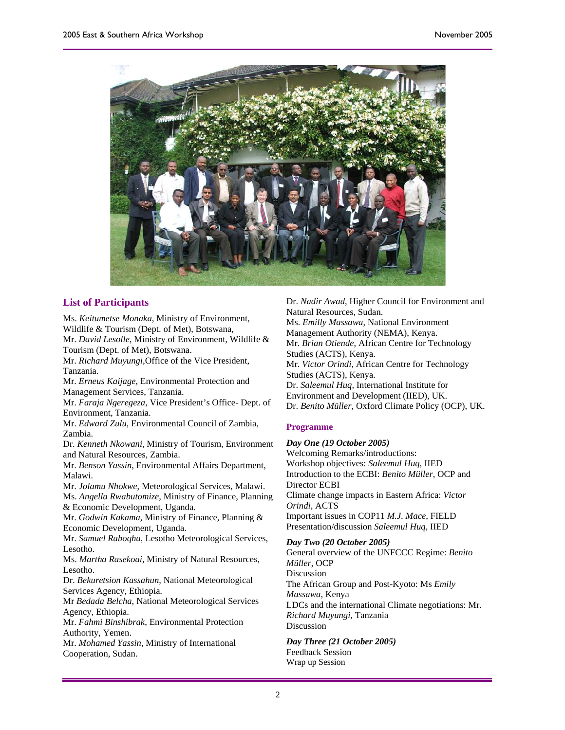## List of Participants

Ms. *Keitumetse Monaka*, Ministry of Environment, Wildlife & Tourism (Dept. of Met), Botswana.
Mr. *David Lesolle*, Ministry of Environment, Wildlife & Tourism (Dept. of Met), Botswana.
Mr. *Richard Muyungi*,Office of the Vice President, Tanzania.
Mr. *Erneus Kaijage*, Environmental Protection and Management Services, Tanzania.
Mr. *Faraja Ngeregeza*, Vice President's Office- Dept. of Environment, Tanzania.
Mr. *Edward Zulu*, Environmental Council of Zambia, Zambia.
Dr. *Kenneth Nkowani*, Ministry of Tourism, Environment and Natural Resources, Zambia.
Mr. *Benson Yassin*, Environmental Affairs Department, Malawi.
Mr. *Jolamu Nkhokwe*, Meteorological Services, Malawi.
Ms. *Angella Rwabutomize*, Ministry of Finance, Planning & Economic Development, Uganda.
Mr. *Godwin Kakama*, Ministry of Finance, Planning & Economic Development, Uganda.
Mr. *Samuel Raboqha*, Lesotho Meteorological Services, Lesotho.
Ms. *Martha Rasekoai*, Ministry of Natural Resources, Lesotho.
Dr. *Bekuretsion Kassahun*, National Meteorological Services Agency, Ethiopia.
Mr *Bedada Belcha*, National Meteorological Services Agency, Ethiopia.
Mr. *Fahmi Binshibrak*, Environmental Protection Authority, Yemen.
Mr. *Mohamed Yassin*, Ministry of International Cooperation, Sudan.
Dr. *Nadir Awad*, Higher Council for Environment and Natural Resources, Sudan.
Ms. *Emilly Massawa*, National Environment Management Authority (NEMA), Kenya.
Mr. *Brian Otiende*, African Centre for Technology Studies (ACTS), Kenya.
Mr. *Victor Orindi*, African Centre for Technology Studies (ACTS), Kenya.
Dr. *Saleemul Huq*, International Institute for Environment and Development (IIED), UK.
Dr. *Benito Müller*, Oxford Climate Policy (OCP), UK.

### Programme

***Day One (19 October 2005)***
Welcoming Remarks/introductions:
Workshop objectives: *Saleemul Huq*, IIED
Introduction to the ECBI: *Benito Müller*, OCP and Director ECBI
Climate change impacts in Eastern Africa: *Victor Orindi*, ACTS
Important issues in COP11 *M.J. Mace*, FIELD
Presentation/discussion *Saleemul Huq*, IIED

***Day Two (20 October 2005)***
General overview of the UNFCCC Regime: *Benito Müller*, OCP
Discussion
The African Group and Post-Kyoto: Ms *Emily Massawa*, Kenya
LDCs and the international Climate negotiations: Mr. *Richard Muyungi*, Tanzania
Discussion

***Day Three (21 October 2005)***
Feedback Session
Wrap up Session